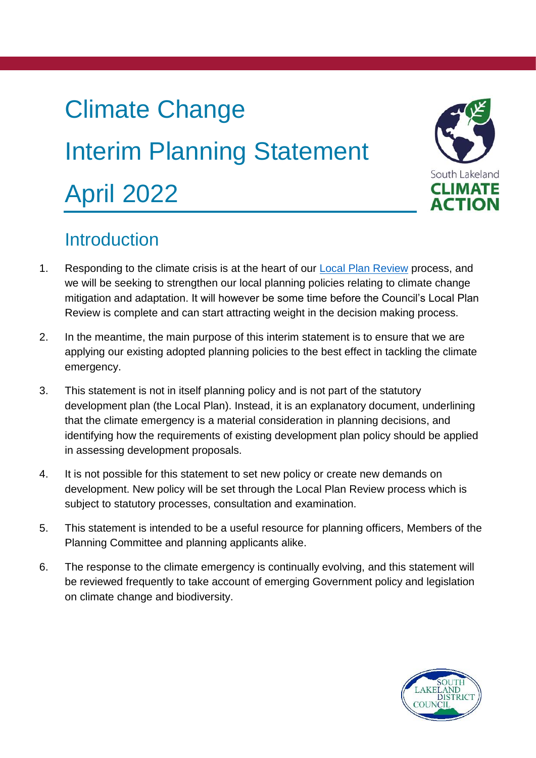# Climate Change

# Interim Planning Statement

# April 2022

## Introduction

1. Responding to the climate crisis is at the heart of our Local Plan Review process, and we will be seeking to strengthen our local planning policies relating to climate change mitigation and adaptation. It will however be some time before the Council's Local Plan Review is complete and can start attracting weight in the decision making process.

2. In the meantime, the main purpose of this interim statement is to ensure that we are applying our existing adopted planning policies to the best effect in tackling the climate emergency.

3. This statement is not in itself planning policy and is not part of the statutory development plan (the Local Plan). Instead, it is an explanatory document, underlining that the climate emergency is a material consideration in planning decisions, and identifying how the requirements of existing development plan policy should be applied in assessing development proposals.

4. It is not possible for this statement to set new policy or create new demands on development. New policy will be set through the Local Plan Review process which is subject to statutory processes, consultation and examination.

5. This statement is intended to be a useful resource for planning officers, Members of the Planning Committee and planning applicants alike.

6. The response to the climate emergency is continually evolving, and this statement will be reviewed frequently to take account of emerging Government policy and legislation on climate change and biodiversity.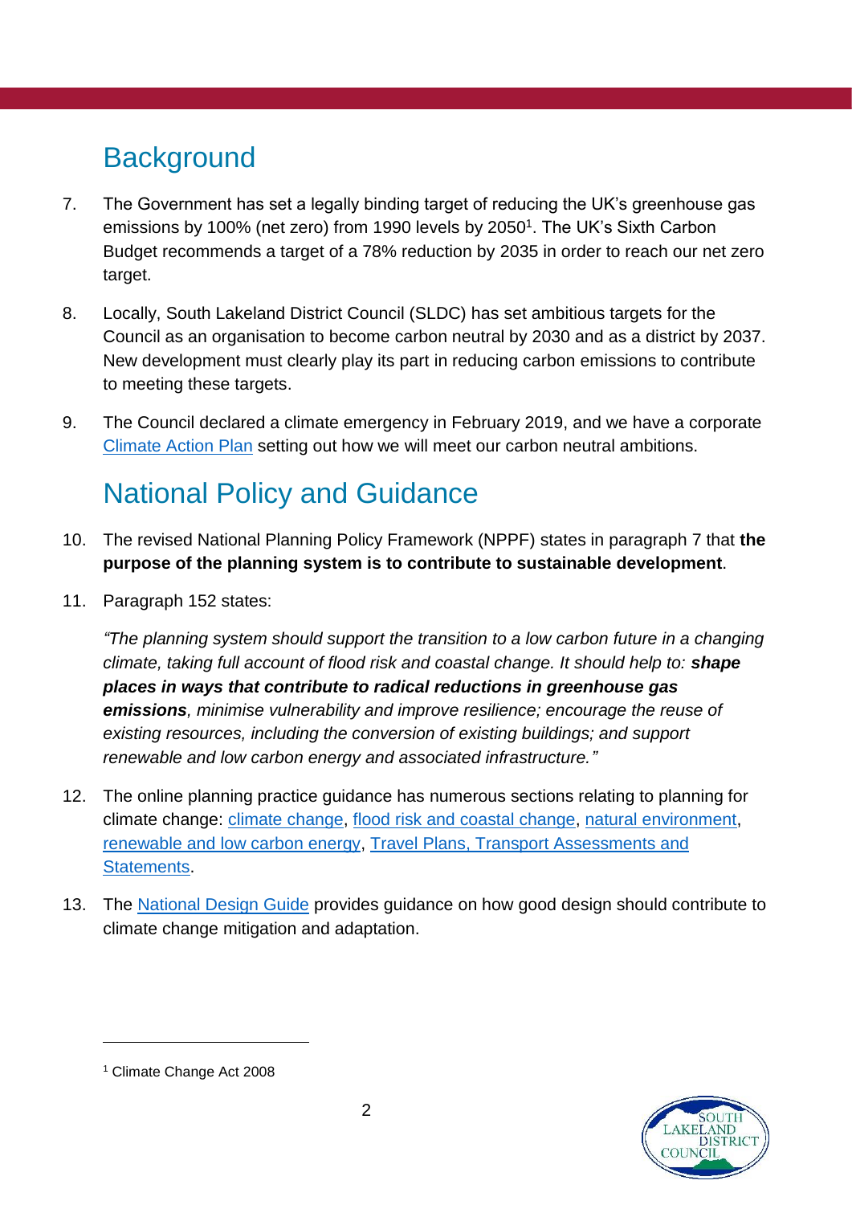## Background

7. The Government has set a legally binding target of reducing the UK's greenhouse gas emissions by 100% (net zero) from 1990 levels by 2050[1]. The UK's Sixth Carbon Budget recommends a target of a 78% reduction by 2035 in order to reach our net zero target.

8. Locally, South Lakeland District Council (SLDC) has set ambitious targets for the Council as an organisation to become carbon neutral by 2030 and as a district by 2037. New development must clearly play its part in reducing carbon emissions to contribute to meeting these targets.

9. The Council declared a climate emergency in February 2019, and we have a corporate Climate Action Plan setting out how we will meet our carbon neutral ambitions.

## National Policy and Guidance

10. The revised National Planning Policy Framework (NPPF) states in paragraph 7 that **the purpose of the planning system is to contribute to sustainable development**.

11. Paragraph 152 states:

    *"The planning system should support the transition to a low carbon future in a changing climate, taking full account of flood risk and coastal change. It should help to:* ***shape places in ways that contribute to radical reductions in greenhouse gas emissions****, minimise vulnerability and improve resilience; encourage the reuse of existing resources, including the conversion of existing buildings; and support renewable and low carbon energy and associated infrastructure."*

12. The online planning practice guidance has numerous sections relating to planning for climate change: climate change, flood risk and coastal change, natural environment, renewable and low carbon energy, Travel Plans, Transport Assessments and Statements.

13. The National Design Guide provides guidance on how good design should contribute to climate change mitigation and adaptation.

[1] Climate Change Act 2008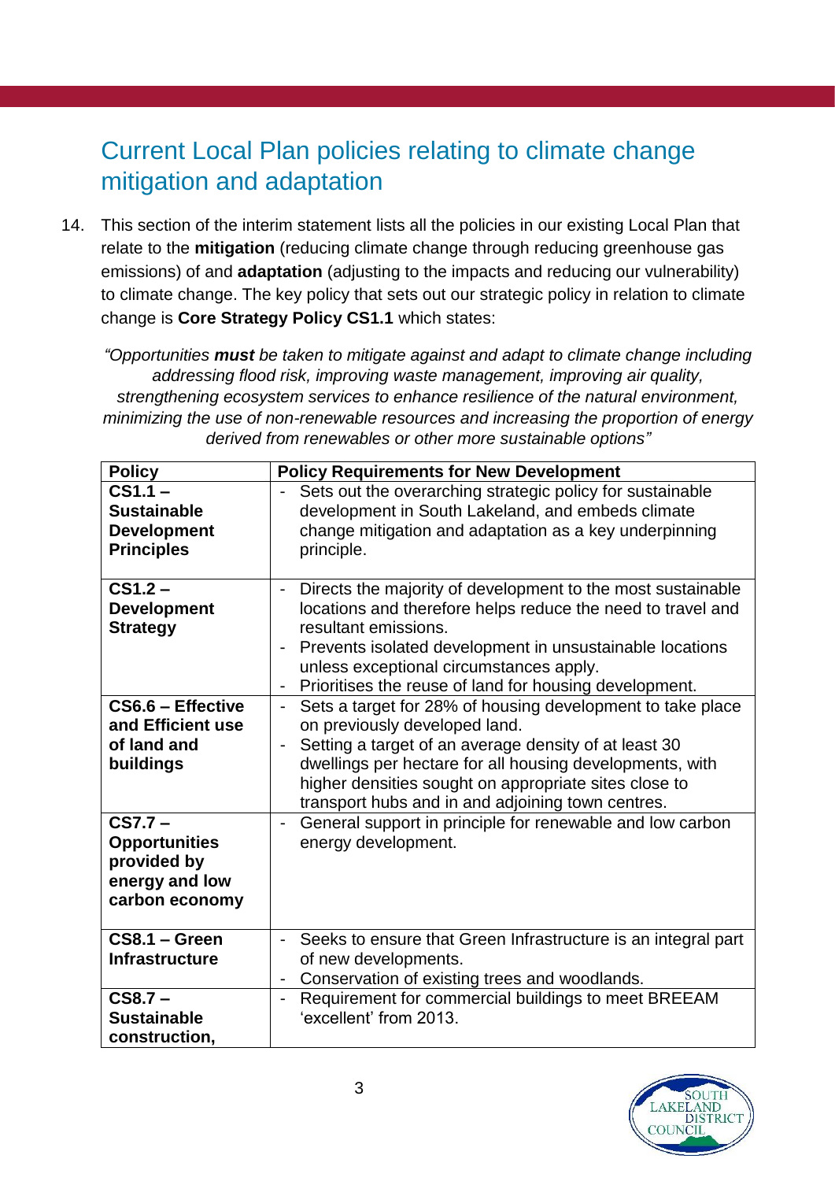## Current Local Plan policies relating to climate change mitigation and adaptation

14. This section of the interim statement lists all the policies in our existing Local Plan that relate to the **mitigation** (reducing climate change through reducing greenhouse gas emissions) of and **adaptation** (adjusting to the impacts and reducing our vulnerability) to climate change. The key policy that sets out our strategic policy in relation to climate change is **Core Strategy Policy CS1.1** which states:

*"Opportunities **must** be taken to mitigate against and adapt to climate change including addressing flood risk, improving waste management, improving air quality, strengthening ecosystem services to enhance resilience of the natural environment, minimizing the use of non-renewable resources and increasing the proportion of energy derived from renewables or other more sustainable options"*

| Policy | Policy Requirements for New Development |
|---|---|
| **CS1.1 – Sustainable Development Principles** | - Sets out the overarching strategic policy for sustainable development in South Lakeland, and embeds climate change mitigation and adaptation as a key underpinning principle. |
| **CS1.2 – Development Strategy** | - Directs the majority of development to the most sustainable locations and therefore helps reduce the need to travel and resultant emissions.<br>- Prevents isolated development in unsustainable locations unless exceptional circumstances apply.<br>- Prioritises the reuse of land for housing development. |
| **CS6.6 – Effective and Efficient use of land and buildings** | - Sets a target for 28% of housing development to take place on previously developed land.<br>- Setting a target of an average density of at least 30 dwellings per hectare for all housing developments, with higher densities sought on appropriate sites close to transport hubs and in and adjoining town centres. |
| **CS7.7 – Opportunities provided by energy and low carbon economy** | - General support in principle for renewable and low carbon energy development. |
| **CS8.1 – Green Infrastructure** | - Seeks to ensure that Green Infrastructure is an integral part of new developments.<br>- Conservation of existing trees and woodlands. |
| **CS8.7 – Sustainable construction,** | - Requirement for commercial buildings to meet BREEAM 'excellent' from 2013. |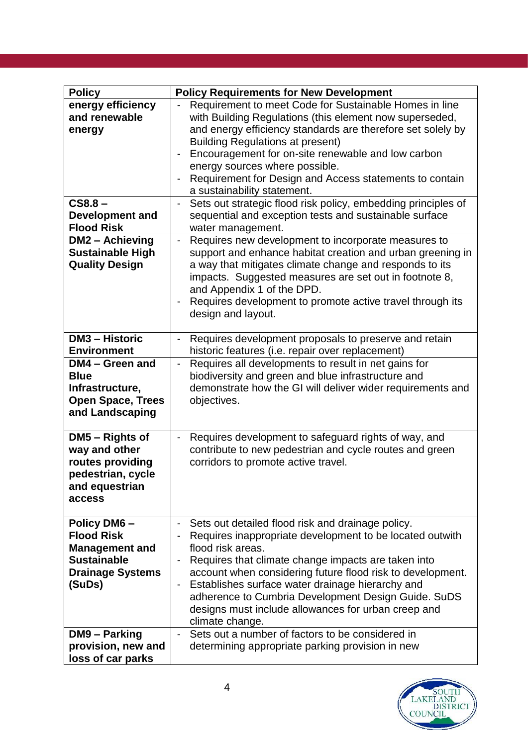| Policy | Policy Requirements for New Development |
|---|---|
| **energy efficiency and renewable energy** | - Requirement to meet Code for Sustainable Homes in line with Building Regulations (this element now superseded, and energy efficiency standards are therefore set solely by Building Regulations at present)<br>- Encouragement for on-site renewable and low carbon energy sources where possible.<br>- Requirement for Design and Access statements to contain a sustainability statement. |
| **CS8.8 – Development and Flood Risk** | - Sets out strategic flood risk policy, embedding principles of sequential and exception tests and sustainable surface water management. |
| **DM2 – Achieving Sustainable High Quality Design** | - Requires new development to incorporate measures to support and enhance habitat creation and urban greening in a way that mitigates climate change and responds to its impacts. Suggested measures are set out in footnote 8, and Appendix 1 of the DPD.<br>- Requires development to promote active travel through its design and layout. |
| **DM3 – Historic Environment** | - Requires development proposals to preserve and retain historic features (i.e. repair over replacement) |
| **DM4 – Green and Blue Infrastructure, Open Space, Trees and Landscaping** | - Requires all developments to result in net gains for biodiversity and green and blue infrastructure and demonstrate how the GI will deliver wider requirements and objectives. |
| **DM5 – Rights of way and other routes providing pedestrian, cycle and equestrian access** | - Requires development to safeguard rights of way, and contribute to new pedestrian and cycle routes and green corridors to promote active travel. |
| **Policy DM6 – Flood Risk Management and Sustainable Drainage Systems (SuDs)** | - Sets out detailed flood risk and drainage policy.<br>- Requires inappropriate development to be located outwith flood risk areas.<br>- Requires that climate change impacts are taken into account when considering future flood risk to development.<br>- Establishes surface water drainage hierarchy and adherence to Cumbria Development Design Guide. SuDS designs must include allowances for urban creep and climate change. |
| **DM9 – Parking provision, new and loss of car parks** | - Sets out a number of factors to be considered in determining appropriate parking provision in new |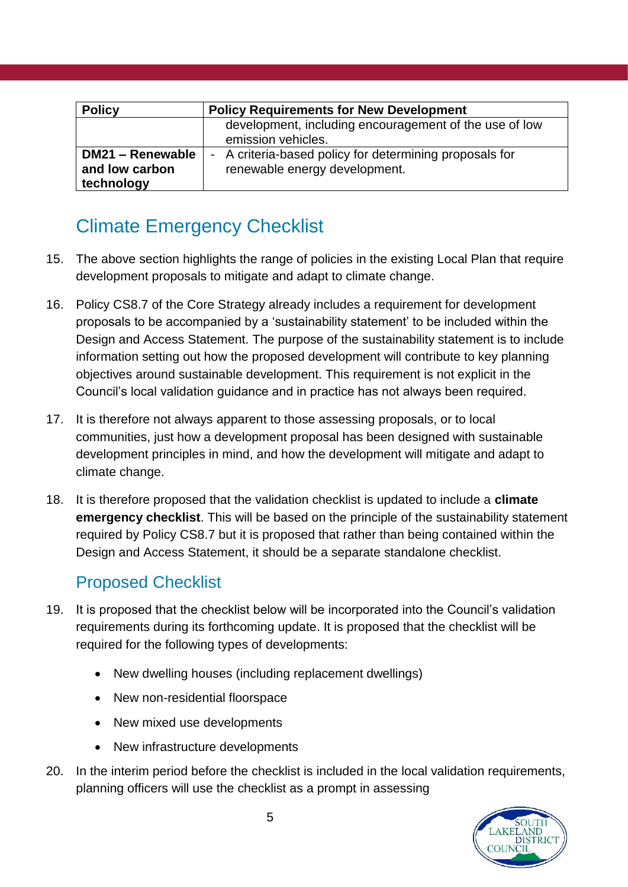| Policy | Policy Requirements for New Development |
|---|---|
| | development, including encouragement of the use of low emission vehicles. |
| **DM21 – Renewable and low carbon technology** | - A criteria-based policy for determining proposals for renewable energy development. |

## Climate Emergency Checklist

15. The above section highlights the range of policies in the existing Local Plan that require development proposals to mitigate and adapt to climate change.

16. Policy CS8.7 of the Core Strategy already includes a requirement for development proposals to be accompanied by a 'sustainability statement' to be included within the Design and Access Statement. The purpose of the sustainability statement is to include information setting out how the proposed development will contribute to key planning objectives around sustainable development. This requirement is not explicit in the Council's local validation guidance and in practice has not always been required.

17. It is therefore not always apparent to those assessing proposals, or to local communities, just how a development proposal has been designed with sustainable development principles in mind, and how the development will mitigate and adapt to climate change.

18. It is therefore proposed that the validation checklist is updated to include a **climate emergency checklist**. This will be based on the principle of the sustainability statement required by Policy CS8.7 but it is proposed that rather than being contained within the Design and Access Statement, it should be a separate standalone checklist.

## Proposed Checklist

19. It is proposed that the checklist below will be incorporated into the Council's validation requirements during its forthcoming update. It is proposed that the checklist will be required for the following types of developments:

    - New dwelling houses (including replacement dwellings)
    - New non-residential floorspace
    - New mixed use developments
    - New infrastructure developments

20. In the interim period before the checklist is included in the local validation requirements, planning officers will use the checklist as a prompt in assessing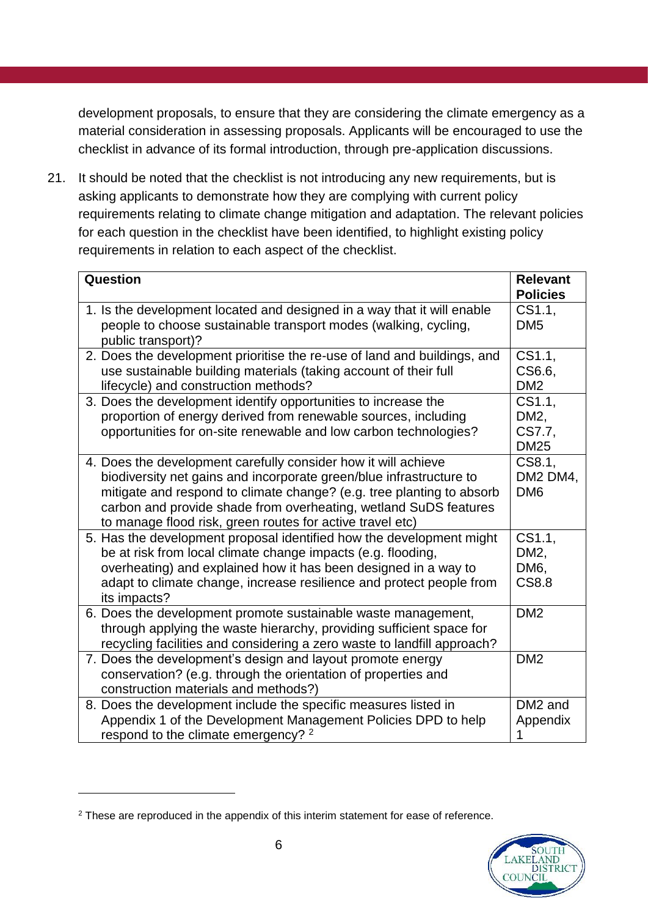development proposals, to ensure that they are considering the climate emergency as a material consideration in assessing proposals. Applicants will be encouraged to use the checklist in advance of its formal introduction, through pre-application discussions.

21. It should be noted that the checklist is not introducing any new requirements, but is asking applicants to demonstrate how they are complying with current policy requirements relating to climate change mitigation and adaptation. The relevant policies for each question in the checklist have been identified, to highlight existing policy requirements in relation to each aspect of the checklist.

| Question | Relevant Policies |
| --- | --- |
| 1. Is the development located and designed in a way that it will enable people to choose sustainable transport modes (walking, cycling, public transport)? | CS1.1, DM5 |
| 2. Does the development prioritise the re-use of land and buildings, and use sustainable building materials (taking account of their full lifecycle) and construction methods? | CS1.1, CS6.6, DM2 |
| 3. Does the development identify opportunities to increase the proportion of energy derived from renewable sources, including opportunities for on-site renewable and low carbon technologies? | CS1.1, DM2, CS7.7, DM25 |
| 4. Does the development carefully consider how it will achieve biodiversity net gains and incorporate green/blue infrastructure to mitigate and respond to climate change? (e.g. tree planting to absorb carbon and provide shade from overheating, wetland SuDS features to manage flood risk, green routes for active travel etc) | CS8.1, DM2 DM4, DM6 |
| 5. Has the development proposal identified how the development might be at risk from local climate change impacts (e.g. flooding, overheating) and explained how it has been designed in a way to adapt to climate change, increase resilience and protect people from its impacts? | CS1.1, DM2, DM6, CS8.8 |
| 6. Does the development promote sustainable waste management, through applying the waste hierarchy, providing sufficient space for recycling facilities and considering a zero waste to landfill approach? | DM2 |
| 7. Does the development's design and layout promote energy conservation? (e.g. through the orientation of properties and construction materials and methods?) | DM2 |
| 8. Does the development include the specific measures listed in Appendix 1 of the Development Management Policies DPD to help respond to the climate emergency? [2] | DM2 and Appendix 1 |

[2] These are reproduced in the appendix of this interim statement for ease of reference.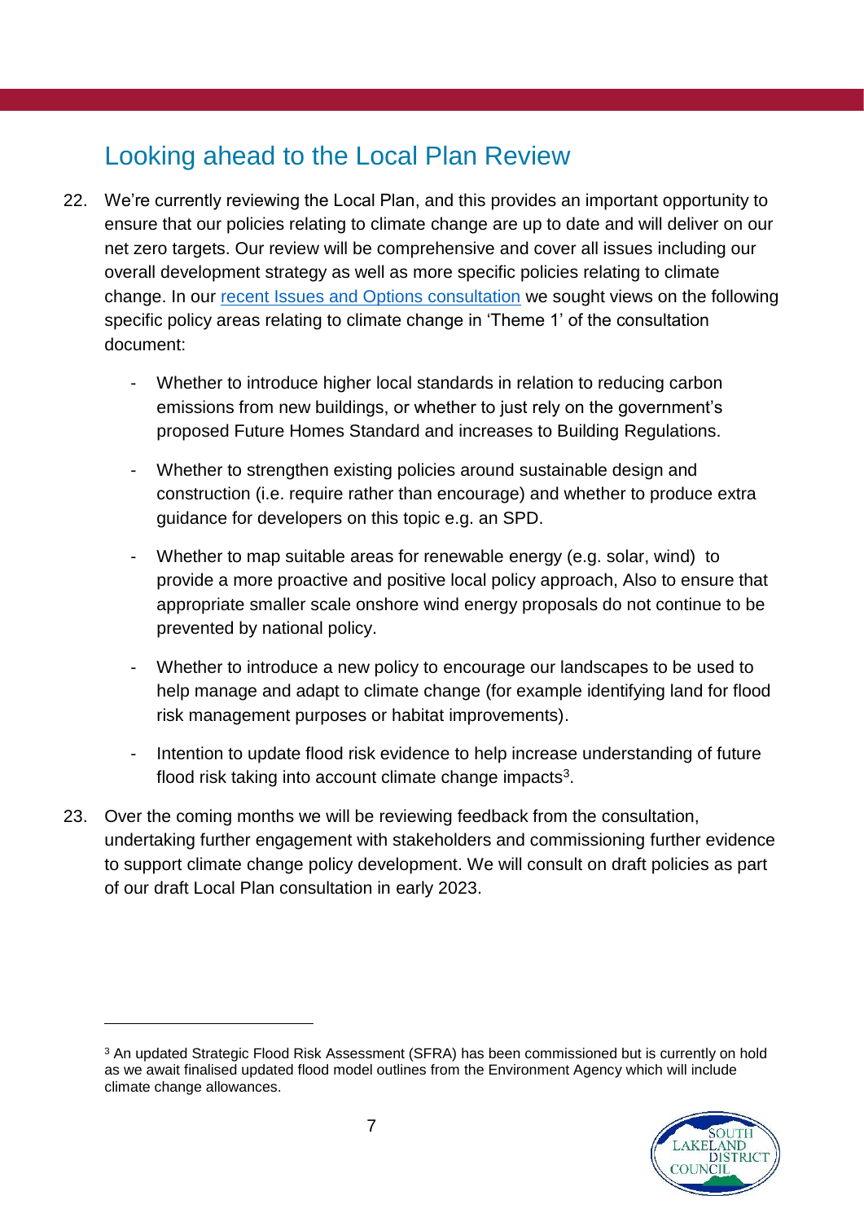## Looking ahead to the Local Plan Review

22. We're currently reviewing the Local Plan, and this provides an important opportunity to ensure that our policies relating to climate change are up to date and will deliver on our net zero targets. Our review will be comprehensive and cover all issues including our overall development strategy as well as more specific policies relating to climate change. In our recent Issues and Options consultation we sought views on the following specific policy areas relating to climate change in 'Theme 1' of the consultation document:

    - Whether to introduce higher local standards in relation to reducing carbon emissions from new buildings, or whether to just rely on the government's proposed Future Homes Standard and increases to Building Regulations.

    - Whether to strengthen existing policies around sustainable design and construction (i.e. require rather than encourage) and whether to produce extra guidance for developers on this topic e.g. an SPD.

    - Whether to map suitable areas for renewable energy (e.g. solar, wind) to provide a more proactive and positive local policy approach, Also to ensure that appropriate smaller scale onshore wind energy proposals do not continue to be prevented by national policy.

    - Whether to introduce a new policy to encourage our landscapes to be used to help manage and adapt to climate change (for example identifying land for flood risk management purposes or habitat improvements).

    - Intention to update flood risk evidence to help increase understanding of future flood risk taking into account climate change impacts[3].

23. Over the coming months we will be reviewing feedback from the consultation, undertaking further engagement with stakeholders and commissioning further evidence to support climate change policy development. We will consult on draft policies as part of our draft Local Plan consultation in early 2023.

---

[3] An updated Strategic Flood Risk Assessment (SFRA) has been commissioned but is currently on hold as we await finalised updated flood model outlines from the Environment Agency which will include climate change allowances.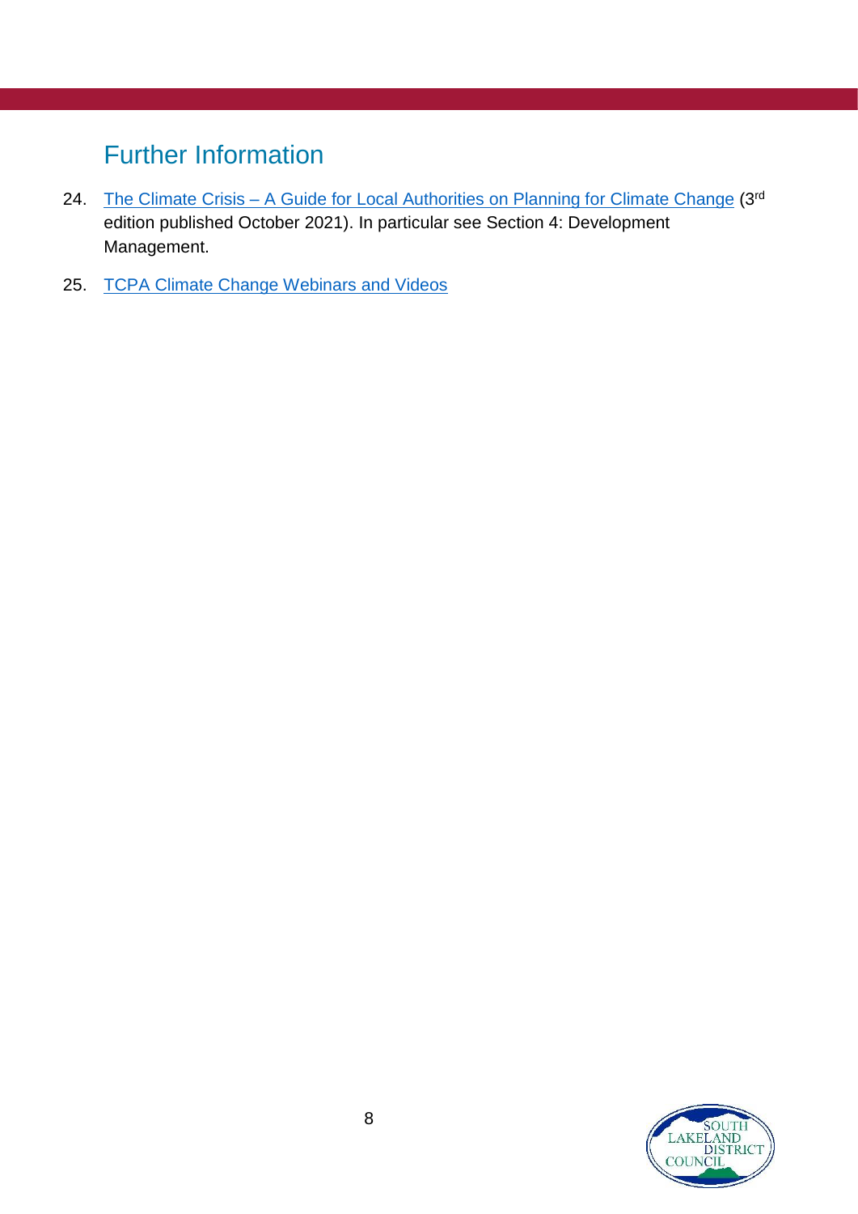## Further Information

24. The Climate Crisis – A Guide for Local Authorities on Planning for Climate Change (3rd edition published October 2021). In particular see Section 4: Development Management.

25. TCPA Climate Change Webinars and Videos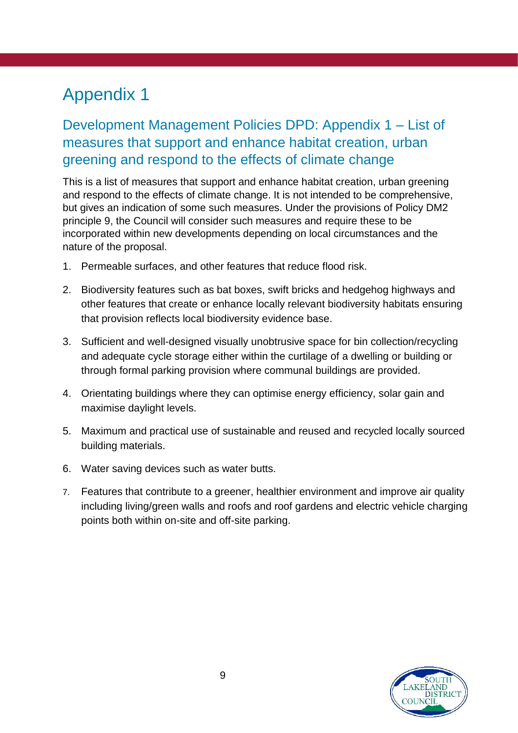# Appendix 1

## Development Management Policies DPD: Appendix 1 – List of measures that support and enhance habitat creation, urban greening and respond to the effects of climate change

This is a list of measures that support and enhance habitat creation, urban greening and respond to the effects of climate change. It is not intended to be comprehensive, but gives an indication of some such measures. Under the provisions of Policy DM2 principle 9, the Council will consider such measures and require these to be incorporated within new developments depending on local circumstances and the nature of the proposal.

1. Permeable surfaces, and other features that reduce flood risk.
2. Biodiversity features such as bat boxes, swift bricks and hedgehog highways and other features that create or enhance locally relevant biodiversity habitats ensuring that provision reflects local biodiversity evidence base.
3. Sufficient and well-designed visually unobtrusive space for bin collection/recycling and adequate cycle storage either within the curtilage of a dwelling or building or through formal parking provision where communal buildings are provided.
4. Orientating buildings where they can optimise energy efficiency, solar gain and maximise daylight levels.
5. Maximum and practical use of sustainable and reused and recycled locally sourced building materials.
6. Water saving devices such as water butts.
7. Features that contribute to a greener, healthier environment and improve air quality including living/green walls and roofs and roof gardens and electric vehicle charging points both within on-site and off-site parking.